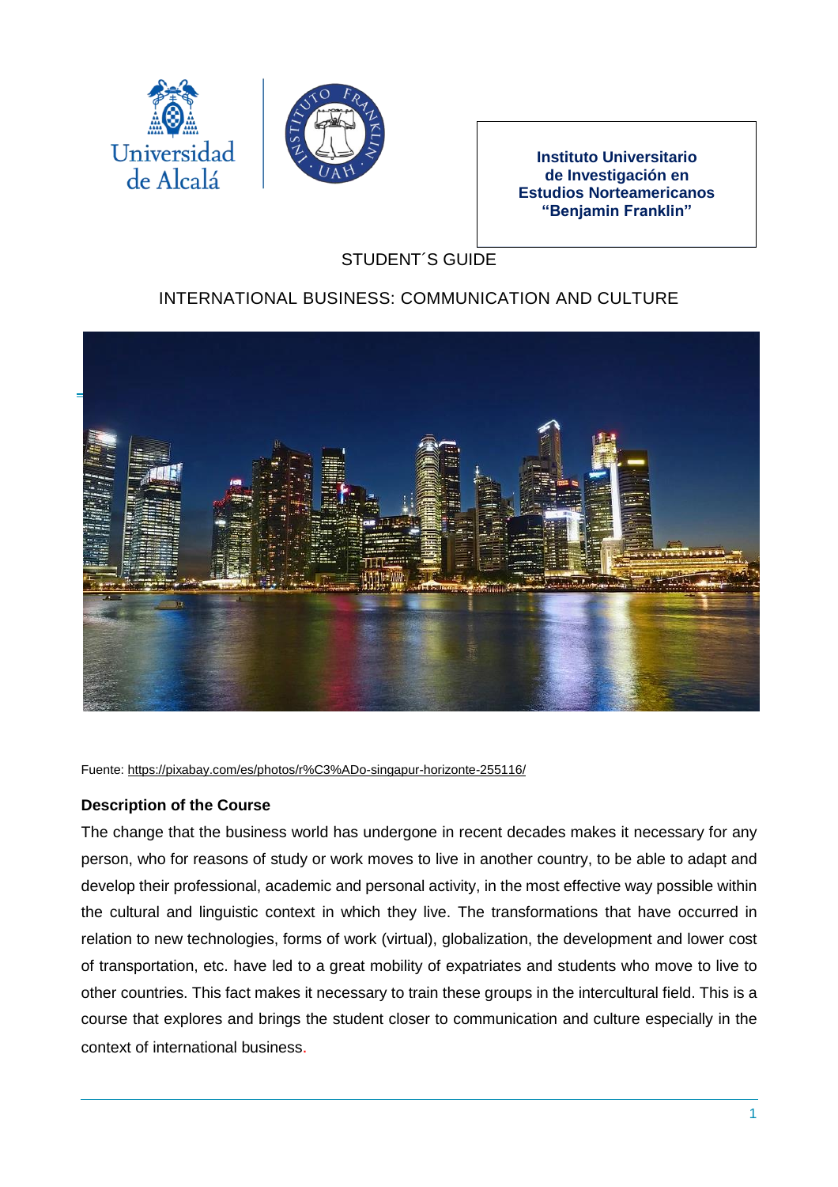Instituto Universitario de Investigación en Estudios Norteamericanos "Benjamin Franklin"

STUDENT´S GUIDE

# INTERNATIONAL BUSINESS: COMMUNICATION AND CULTURE

Fuente: https://pixabay.com/es/photos/r%C3%ADo-singapur-horizonte-255116/

## Description of the Course

The change that the business world has undergone in recent decades makes it necessary for any person, who for reasons of study or work moves to live in another country, to be able to adapt and develop their professional, academic and personal activity, in the most effective way possible within the cultural and linguistic context in which they live. The transformations that have occurred in relation to new technologies, forms of work (virtual), globalization, the development and lower cost of transportation, etc. have led to a great mobility of expatriates and students who move to live to other countries. This fact makes it necessary to train these groups in the intercultural field. This is a course that explores and brings the student closer to communication and culture especially in the context of international business.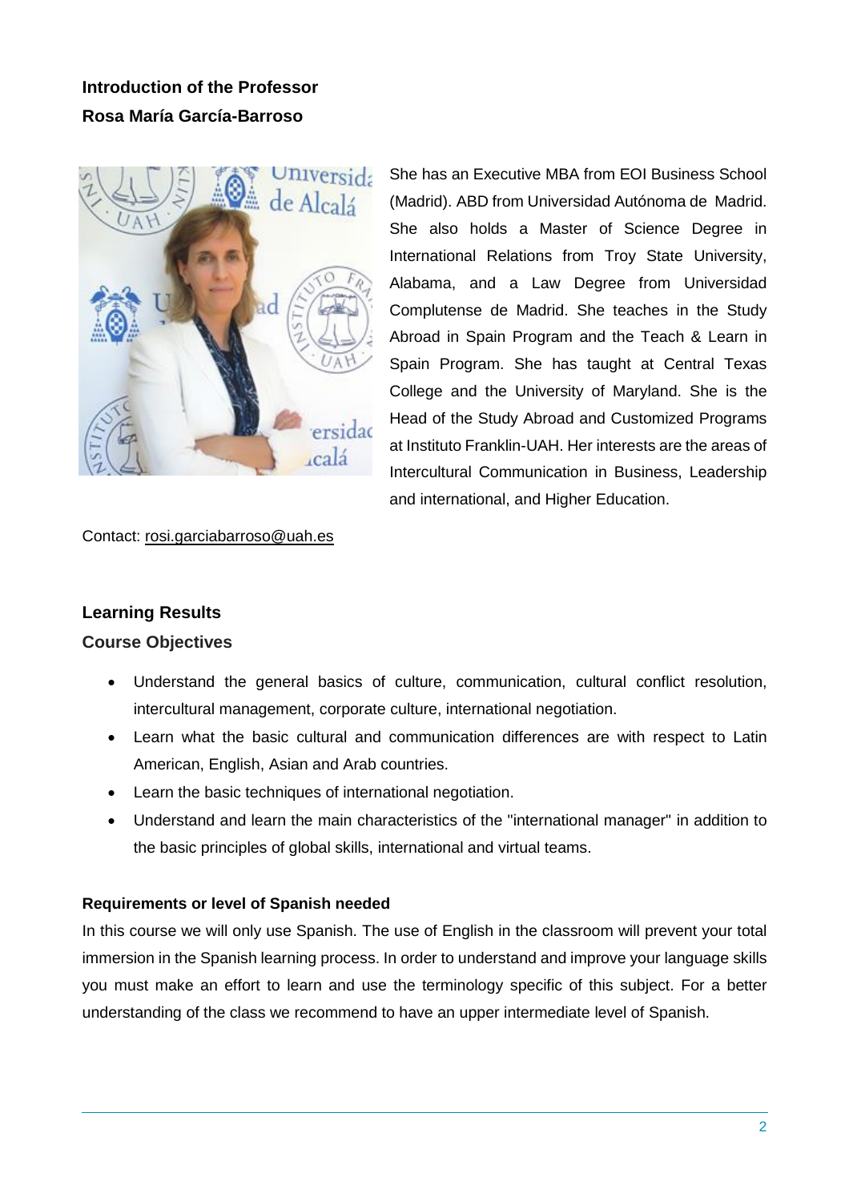## Introduction of the Professor

## Rosa María García-Barroso

She has an Executive MBA from EOI Business School (Madrid). ABD from Universidad Autónoma de Madrid. She also holds a Master of Science Degree in International Relations from Troy State University, Alabama, and a Law Degree from Universidad Complutense de Madrid. She teaches in the Study Abroad in Spain Program and the Teach & Learn in Spain Program. She has taught at Central Texas College and the University of Maryland. She is the Head of the Study Abroad and Customized Programs at Instituto Franklin-UAH. Her interests are the areas of Intercultural Communication in Business, Leadership and international, and Higher Education.

Contact: rosi.garciabarroso@uah.es

## Learning Results

### Course Objectives

- Understand the general basics of culture, communication, cultural conflict resolution, intercultural management, corporate culture, international negotiation.
- Learn what the basic cultural and communication differences are with respect to Latin American, English, Asian and Arab countries.
- Learn the basic techniques of international negotiation.
- Understand and learn the main characteristics of the "international manager" in addition to the basic principles of global skills, international and virtual teams.

### Requirements or level of Spanish needed

In this course we will only use Spanish. The use of English in the classroom will prevent your total immersion in the Spanish learning process. In order to understand and improve your language skills you must make an effort to learn and use the terminology specific of this subject. For a better understanding of the class we recommend to have an upper intermediate level of Spanish.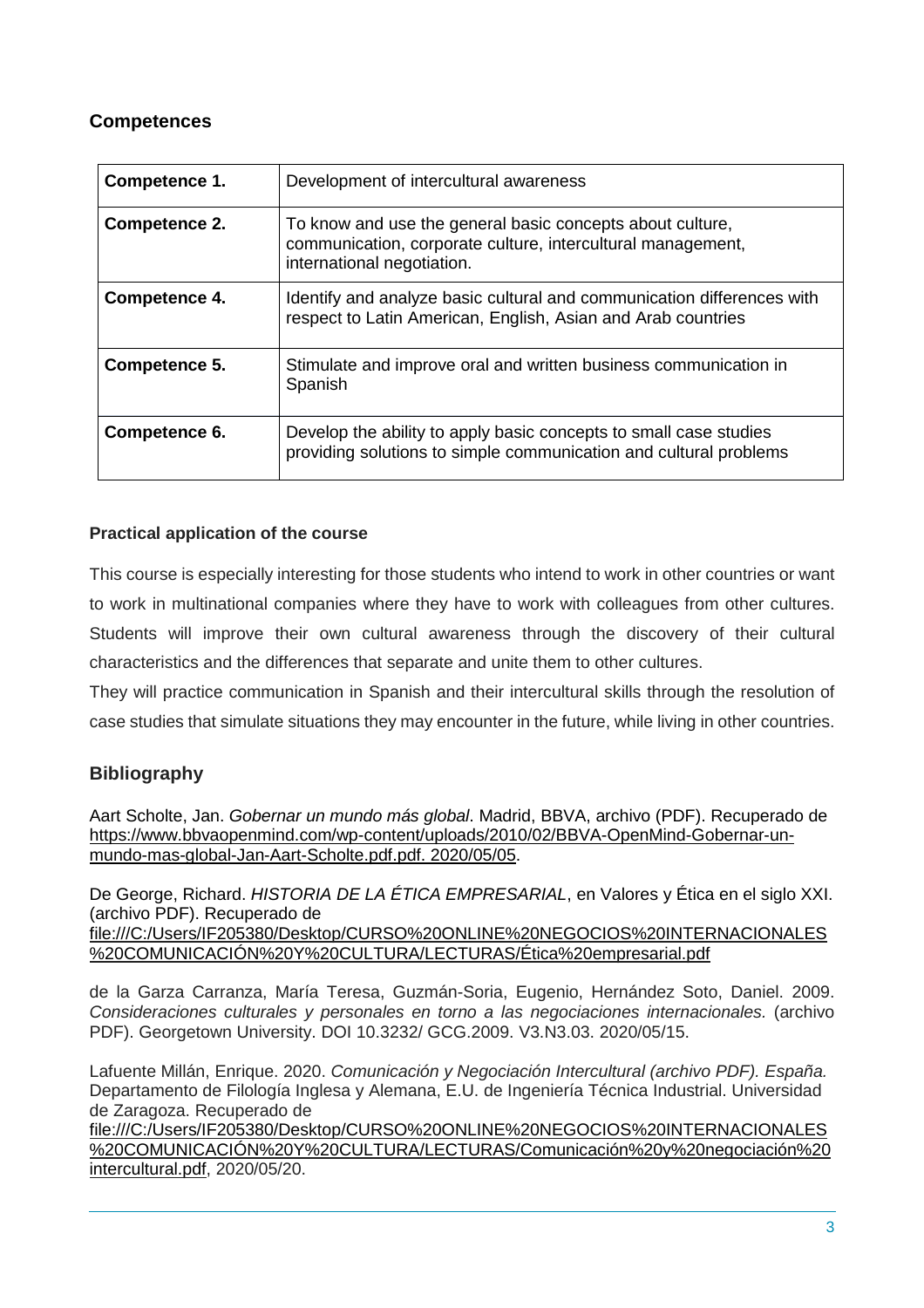## Competences

| | |
|---|---|
| **Competence 1.** | Development of intercultural awareness |
| **Competence 2.** | To know and use the general basic concepts about culture, communication, corporate culture, intercultural management, international negotiation. |
| **Competence 4.** | Identify and analyze basic cultural and communication differences with respect to Latin American, English, Asian and Arab countries |
| **Competence 5.** | Stimulate and improve oral and written business communication in Spanish |
| **Competence 6.** | Develop the ability to apply basic concepts to small case studies providing solutions to simple communication and cultural problems |

### Practical application of the course

This course is especially interesting for those students who intend to work in other countries or want to work in multinational companies where they have to work with colleagues from other cultures. Students will improve their own cultural awareness through the discovery of their cultural characteristics and the differences that separate and unite them to other cultures.

They will practice communication in Spanish and their intercultural skills through the resolution of case studies that simulate situations they may encounter in the future, while living in other countries.

## Bibliography

Aart Scholte, Jan. *Gobernar un mundo más global*. Madrid, BBVA, archivo (PDF). Recuperado de https://www.bbvaopenmind.com/wp-content/uploads/2010/02/BBVA-OpenMind-Gobernar-un-mundo-mas-global-Jan-Aart-Scholte.pdf.pdf. 2020/05/05.

De George, Richard. *HISTORIA DE LA ÉTICA EMPRESARIAL*, en Valores y Ética en el siglo XXI. (archivo PDF). Recuperado de file:///C:/Users/IF205380/Desktop/CURSO%20ONLINE%20NEGOCIOS%20INTERNACIONALES%20COMUNICACIÓN%20Y%20CULTURA/LECTURAS/Ética%20empresarial.pdf

de la Garza Carranza, María Teresa, Guzmán-Soria, Eugenio, Hernández Soto, Daniel. 2009. *Consideraciones culturales y personales en torno a las negociaciones internacionales.* (archivo PDF). Georgetown University. DOI 10.3232/ GCG.2009. V3.N3.03. 2020/05/15.

Lafuente Millán, Enrique. 2020. *Comunicación y Negociación Intercultural (archivo PDF). España.* Departamento de Filología Inglesa y Alemana, E.U. de Ingeniería Técnica Industrial. Universidad de Zaragoza. Recuperado de file:///C:/Users/IF205380/Desktop/CURSO%20ONLINE%20NEGOCIOS%20INTERNACIONALES%20COMUNICACIÓN%20Y%20CULTURA/LECTURAS/Comunicación%20y%20negociación%20intercultural.pdf, 2020/05/20.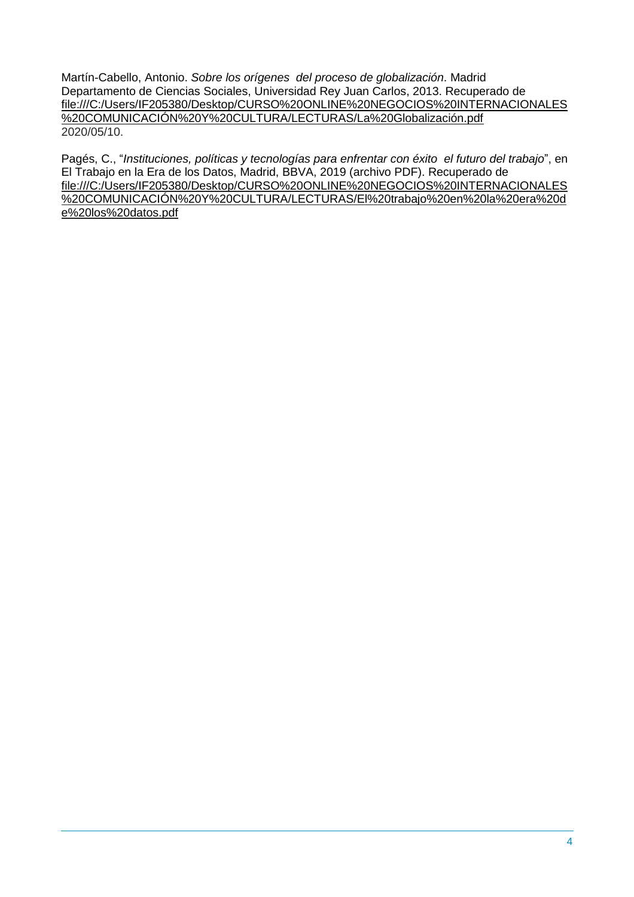Martín-Cabello, Antonio. *Sobre los orígenes del proceso de globalización*. Madrid Departamento de Ciencias Sociales, Universidad Rey Juan Carlos, 2013. Recuperado de file:///C:/Users/IF205380/Desktop/CURSO%20ONLINE%20NEGOCIOS%20INTERNACIONALES%20COMUNICACIÓN%20Y%20CULTURA/LECTURAS/La%20Globalización.pdf 2020/05/10.

Pagés, C., "*Instituciones, políticas y tecnologías para enfrentar con éxito el futuro del trabajo*", en El Trabajo en la Era de los Datos, Madrid, BBVA, 2019 (archivo PDF). Recuperado de file:///C:/Users/IF205380/Desktop/CURSO%20ONLINE%20NEGOCIOS%20INTERNACIONALES%20COMUNICACIÓN%20Y%20CULTURA/LECTURAS/El%20trabajo%20en%20la%20era%20de%20los%20datos.pdf